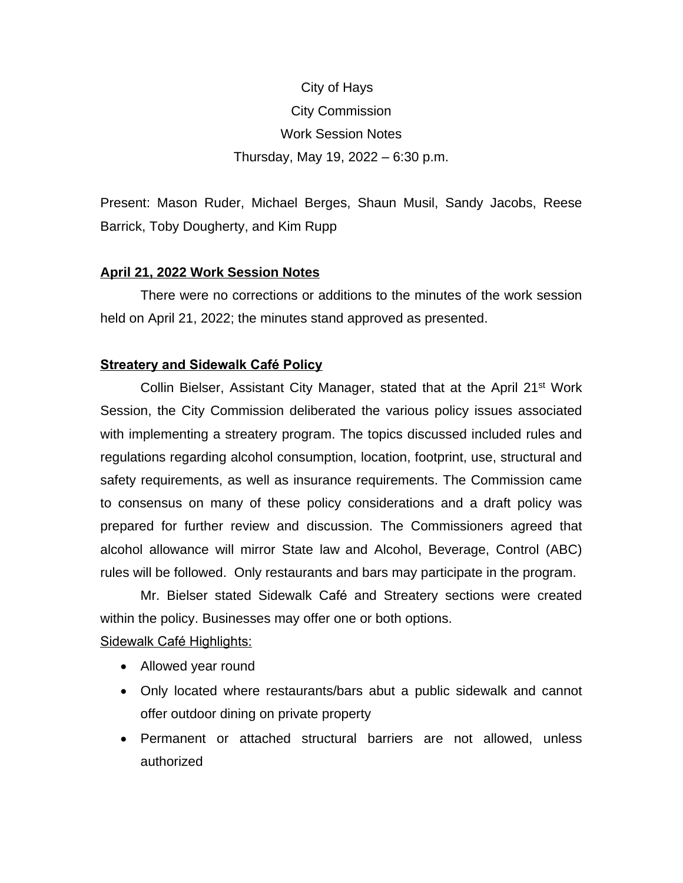City of Hays

City Commission

Work Session Notes

Thursday, May 19, 2022 – 6:30 p.m.

Present: Mason Ruder, Michael Berges, Shaun Musil, Sandy Jacobs, Reese Barrick, Toby Dougherty, and Kim Rupp

**April 21, 2022 Work Session Notes**

There were no corrections or additions to the minutes of the work session held on April 21, 2022; the minutes stand approved as presented.

**Streatery and Sidewalk Café Policy**

Collin Bielser, Assistant City Manager, stated that at the April 21st Work Session, the City Commission deliberated the various policy issues associated with implementing a streatery program. The topics discussed included rules and regulations regarding alcohol consumption, location, footprint, use, structural and safety requirements, as well as insurance requirements. The Commission came to consensus on many of these policy considerations and a draft policy was prepared for further review and discussion. The Commissioners agreed that alcohol allowance will mirror State law and Alcohol, Beverage, Control (ABC) rules will be followed. Only restaurants and bars may participate in the program.

Mr. Bielser stated Sidewalk Café and Streatery sections were created within the policy. Businesses may offer one or both options.

Sidewalk Café Highlights:

- Allowed year round
- Only located where restaurants/bars abut a public sidewalk and cannot offer outdoor dining on private property
- Permanent or attached structural barriers are not allowed, unless authorized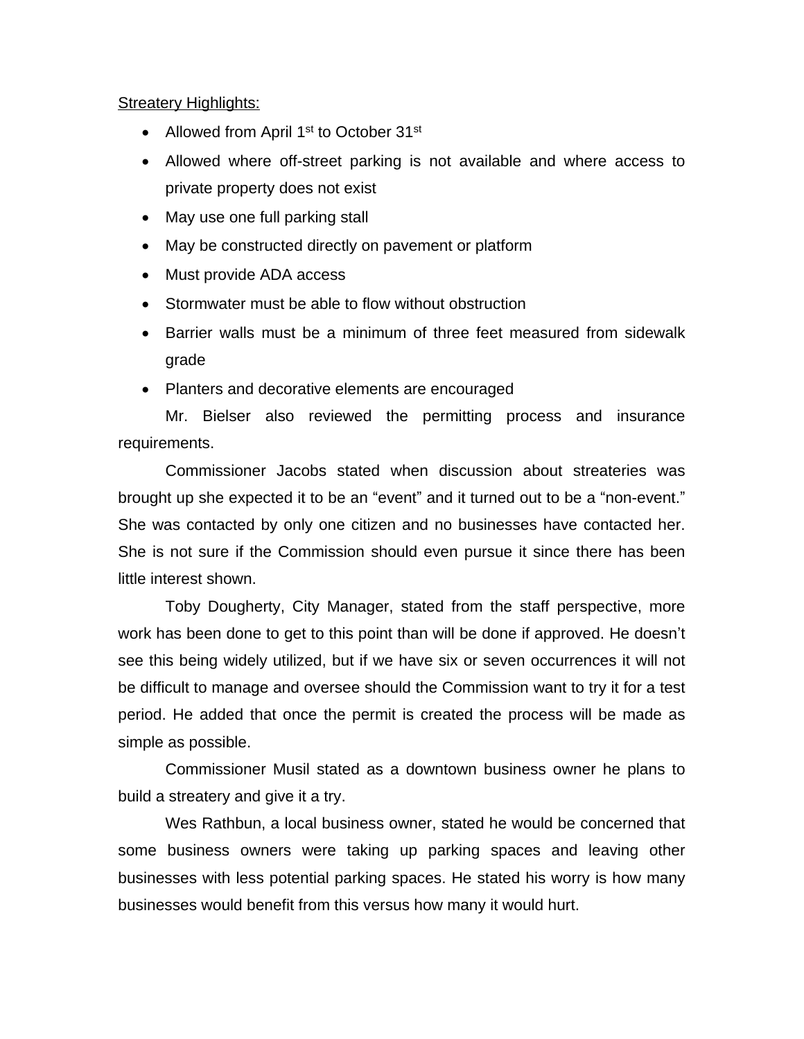<u>Streatery Highlights:</u>

- Allowed from April 1st to October 31st
- Allowed where off-street parking is not available and where access to private property does not exist
- May use one full parking stall
- May be constructed directly on pavement or platform
- Must provide ADA access
- Stormwater must be able to flow without obstruction
- Barrier walls must be a minimum of three feet measured from sidewalk grade
- Planters and decorative elements are encouraged

Mr. Bielser also reviewed the permitting process and insurance requirements.

Commissioner Jacobs stated when discussion about streateries was brought up she expected it to be an "event" and it turned out to be a "non-event." She was contacted by only one citizen and no businesses have contacted her. She is not sure if the Commission should even pursue it since there has been little interest shown.

Toby Dougherty, City Manager, stated from the staff perspective, more work has been done to get to this point than will be done if approved. He doesn't see this being widely utilized, but if we have six or seven occurrences it will not be difficult to manage and oversee should the Commission want to try it for a test period. He added that once the permit is created the process will be made as simple as possible.

Commissioner Musil stated as a downtown business owner he plans to build a streatery and give it a try.

Wes Rathbun, a local business owner, stated he would be concerned that some business owners were taking up parking spaces and leaving other businesses with less potential parking spaces. He stated his worry is how many businesses would benefit from this versus how many it would hurt.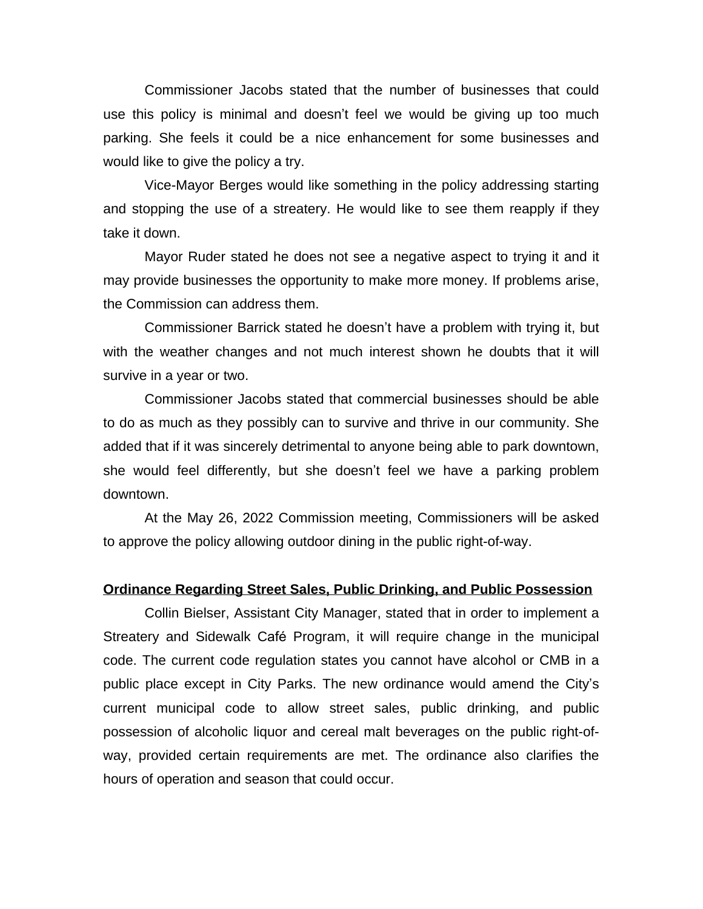Commissioner Jacobs stated that the number of businesses that could use this policy is minimal and doesn't feel we would be giving up too much parking. She feels it could be a nice enhancement for some businesses and would like to give the policy a try.

Vice-Mayor Berges would like something in the policy addressing starting and stopping the use of a streatery. He would like to see them reapply if they take it down.

Mayor Ruder stated he does not see a negative aspect to trying it and it may provide businesses the opportunity to make more money. If problems arise, the Commission can address them.

Commissioner Barrick stated he doesn't have a problem with trying it, but with the weather changes and not much interest shown he doubts that it will survive in a year or two.

Commissioner Jacobs stated that commercial businesses should be able to do as much as they possibly can to survive and thrive in our community. She added that if it was sincerely detrimental to anyone being able to park downtown, she would feel differently, but she doesn't feel we have a parking problem downtown.

At the May 26, 2022 Commission meeting, Commissioners will be asked to approve the policy allowing outdoor dining in the public right-of-way.

**Ordinance Regarding Street Sales, Public Drinking, and Public Possession**

Collin Bielser, Assistant City Manager, stated that in order to implement a Streatery and Sidewalk Café Program, it will require change in the municipal code. The current code regulation states you cannot have alcohol or CMB in a public place except in City Parks. The new ordinance would amend the City's current municipal code to allow street sales, public drinking, and public possession of alcoholic liquor and cereal malt beverages on the public right-of-way, provided certain requirements are met. The ordinance also clarifies the hours of operation and season that could occur.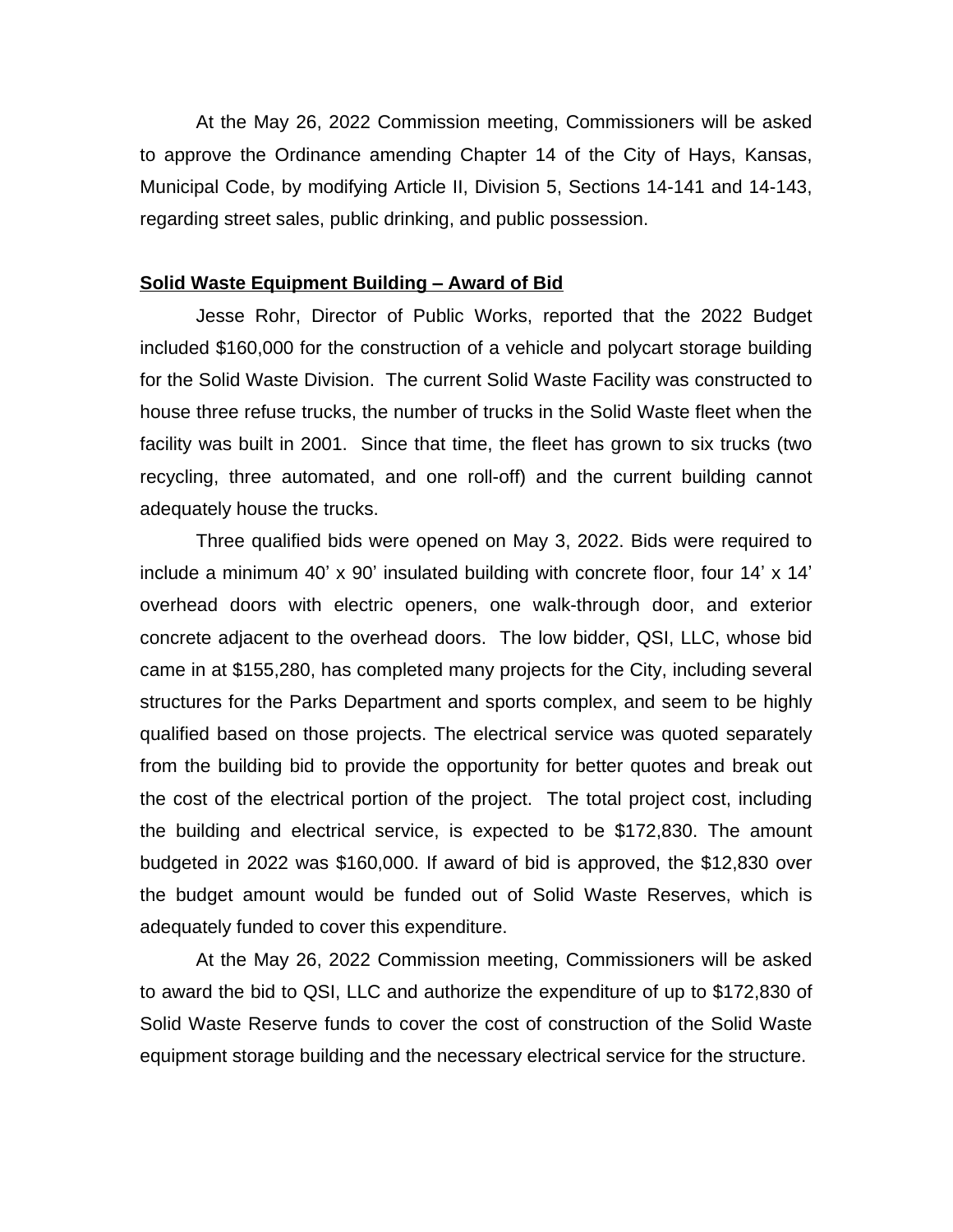At the May 26, 2022 Commission meeting, Commissioners will be asked to approve the Ordinance amending Chapter 14 of the City of Hays, Kansas, Municipal Code, by modifying Article II, Division 5, Sections 14-141 and 14-143, regarding street sales, public drinking, and public possession.

**Solid Waste Equipment Building – Award of Bid**

Jesse Rohr, Director of Public Works, reported that the 2022 Budget included $160,000 for the construction of a vehicle and polycart storage building for the Solid Waste Division. The current Solid Waste Facility was constructed to house three refuse trucks, the number of trucks in the Solid Waste fleet when the facility was built in 2001. Since that time, the fleet has grown to six trucks (two recycling, three automated, and one roll-off) and the current building cannot adequately house the trucks.

Three qualified bids were opened on May 3, 2022. Bids were required to include a minimum 40' x 90' insulated building with concrete floor, four 14' x 14' overhead doors with electric openers, one walk-through door, and exterior concrete adjacent to the overhead doors. The low bidder, QSI, LLC, whose bid came in at $155,280, has completed many projects for the City, including several structures for the Parks Department and sports complex, and seem to be highly qualified based on those projects. The electrical service was quoted separately from the building bid to provide the opportunity for better quotes and break out the cost of the electrical portion of the project. The total project cost, including the building and electrical service, is expected to be $172,830. The amount budgeted in 2022 was $160,000. If award of bid is approved, the $12,830 over the budget amount would be funded out of Solid Waste Reserves, which is adequately funded to cover this expenditure.

At the May 26, 2022 Commission meeting, Commissioners will be asked to award the bid to QSI, LLC and authorize the expenditure of up to $172,830 of Solid Waste Reserve funds to cover the cost of construction of the Solid Waste equipment storage building and the necessary electrical service for the structure.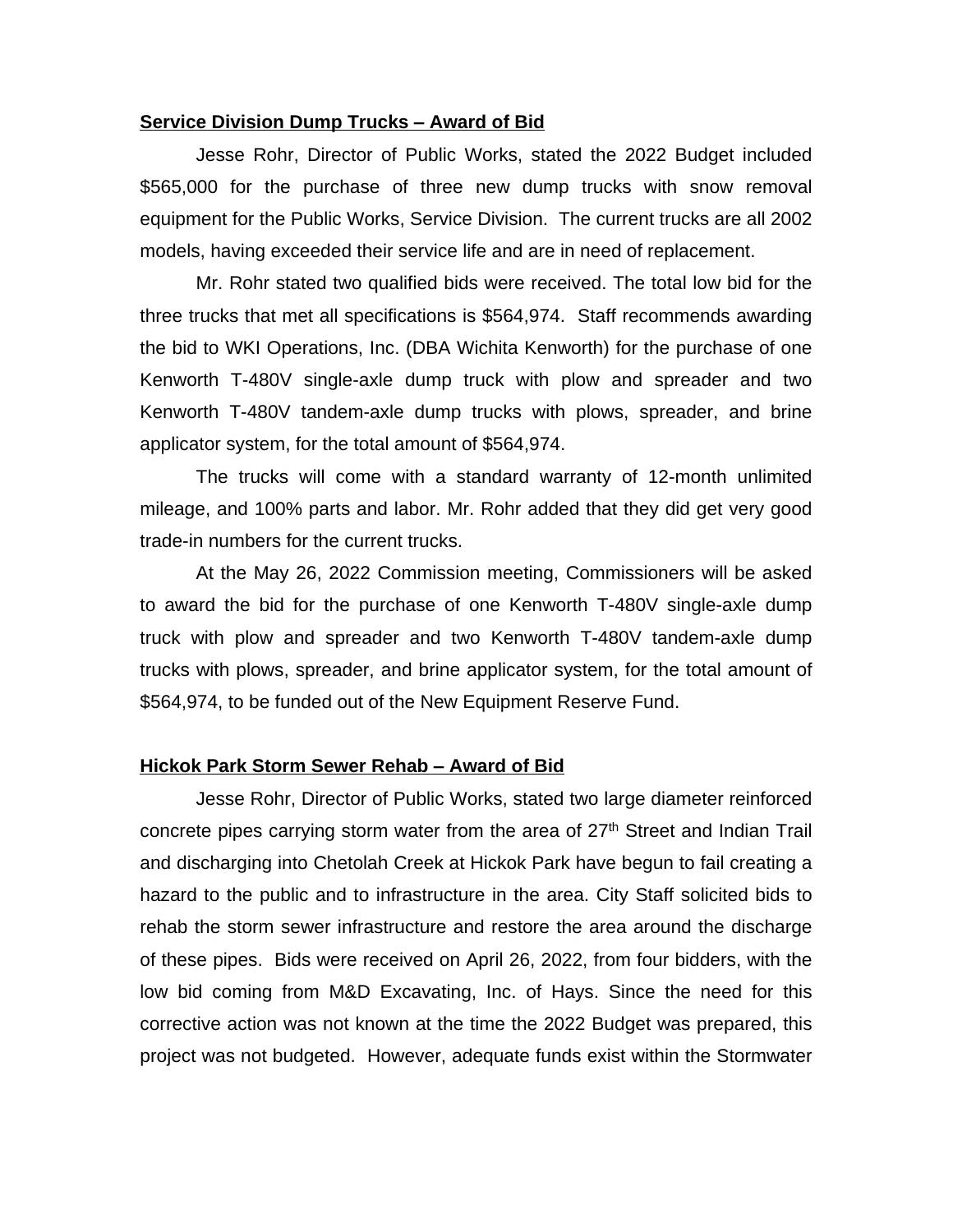**Service Division Dump Trucks – Award of Bid**

Jesse Rohr, Director of Public Works, stated the 2022 Budget included $565,000 for the purchase of three new dump trucks with snow removal equipment for the Public Works, Service Division. The current trucks are all 2002 models, having exceeded their service life and are in need of replacement.

Mr. Rohr stated two qualified bids were received. The total low bid for the three trucks that met all specifications is $564,974. Staff recommends awarding the bid to WKI Operations, Inc. (DBA Wichita Kenworth) for the purchase of one Kenworth T-480V single-axle dump truck with plow and spreader and two Kenworth T-480V tandem-axle dump trucks with plows, spreader, and brine applicator system, for the total amount of $564,974.

The trucks will come with a standard warranty of 12-month unlimited mileage, and 100% parts and labor. Mr. Rohr added that they did get very good trade-in numbers for the current trucks.

At the May 26, 2022 Commission meeting, Commissioners will be asked to award the bid for the purchase of one Kenworth T-480V single-axle dump truck with plow and spreader and two Kenworth T-480V tandem-axle dump trucks with plows, spreader, and brine applicator system, for the total amount of $564,974, to be funded out of the New Equipment Reserve Fund.

**Hickok Park Storm Sewer Rehab – Award of Bid**

Jesse Rohr, Director of Public Works, stated two large diameter reinforced concrete pipes carrying storm water from the area of 27th Street and Indian Trail and discharging into Chetolah Creek at Hickok Park have begun to fail creating a hazard to the public and to infrastructure in the area. City Staff solicited bids to rehab the storm sewer infrastructure and restore the area around the discharge of these pipes. Bids were received on April 26, 2022, from four bidders, with the low bid coming from M&D Excavating, Inc. of Hays. Since the need for this corrective action was not known at the time the 2022 Budget was prepared, this project was not budgeted. However, adequate funds exist within the Stormwater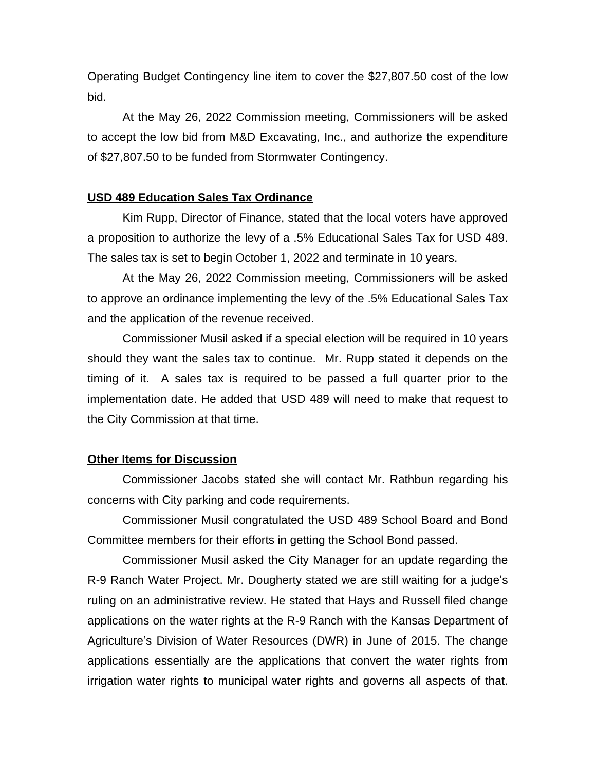Operating Budget Contingency line item to cover the $27,807.50 cost of the low bid.

At the May 26, 2022 Commission meeting, Commissioners will be asked to accept the low bid from M&D Excavating, Inc., and authorize the expenditure of $27,807.50 to be funded from Stormwater Contingency.

**USD 489 Education Sales Tax Ordinance**

Kim Rupp, Director of Finance, stated that the local voters have approved a proposition to authorize the levy of a .5% Educational Sales Tax for USD 489. The sales tax is set to begin October 1, 2022 and terminate in 10 years.

At the May 26, 2022 Commission meeting, Commissioners will be asked to approve an ordinance implementing the levy of the .5% Educational Sales Tax and the application of the revenue received.

Commissioner Musil asked if a special election will be required in 10 years should they want the sales tax to continue. Mr. Rupp stated it depends on the timing of it. A sales tax is required to be passed a full quarter prior to the implementation date. He added that USD 489 will need to make that request to the City Commission at that time.

**Other Items for Discussion**

Commissioner Jacobs stated she will contact Mr. Rathbun regarding his concerns with City parking and code requirements.

Commissioner Musil congratulated the USD 489 School Board and Bond Committee members for their efforts in getting the School Bond passed.

Commissioner Musil asked the City Manager for an update regarding the R-9 Ranch Water Project. Mr. Dougherty stated we are still waiting for a judge's ruling on an administrative review. He stated that Hays and Russell filed change applications on the water rights at the R-9 Ranch with the Kansas Department of Agriculture's Division of Water Resources (DWR) in June of 2015. The change applications essentially are the applications that convert the water rights from irrigation water rights to municipal water rights and governs all aspects of that.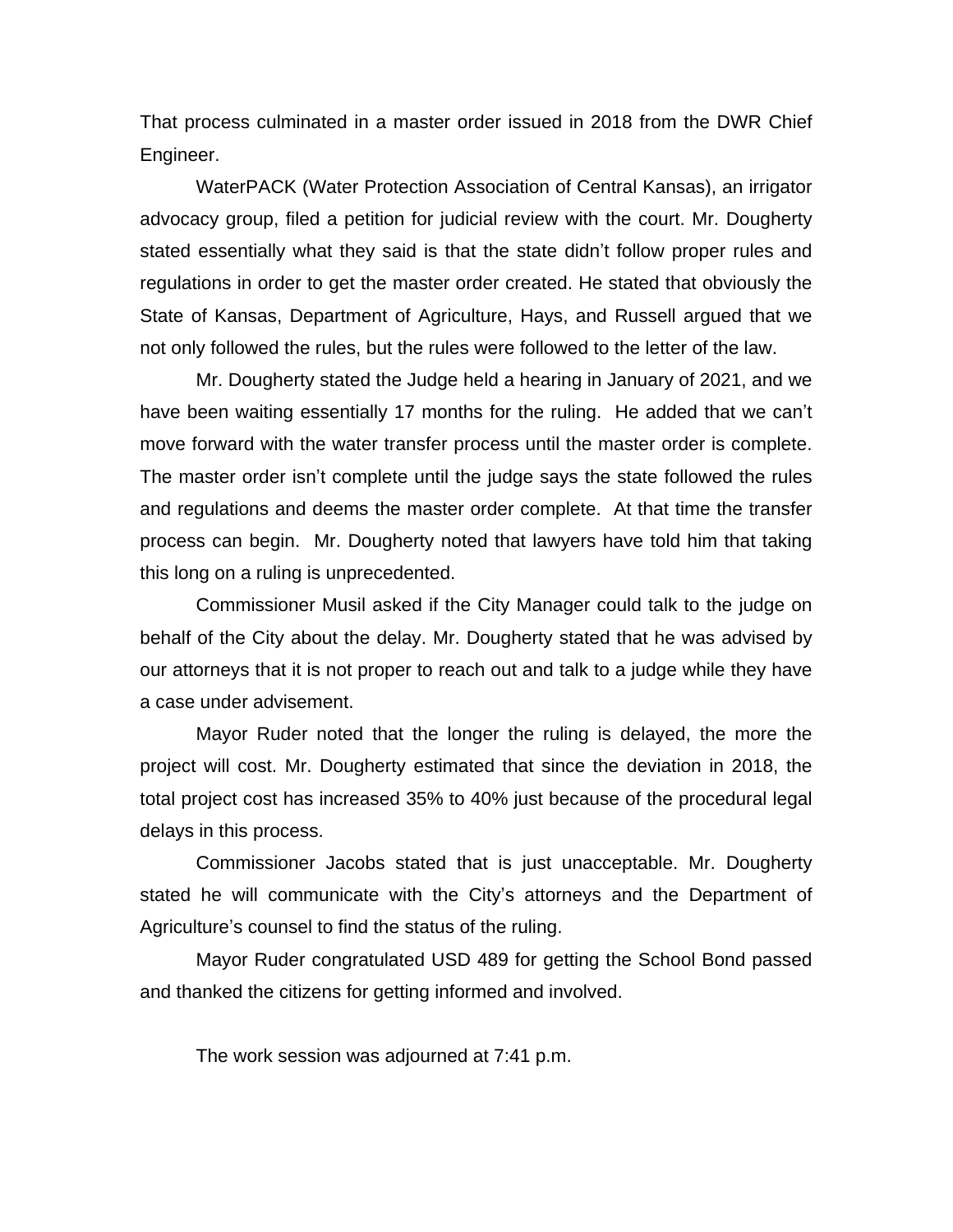That process culminated in a master order issued in 2018 from the DWR Chief Engineer.

WaterPACK (Water Protection Association of Central Kansas), an irrigator advocacy group, filed a petition for judicial review with the court. Mr. Dougherty stated essentially what they said is that the state didn't follow proper rules and regulations in order to get the master order created. He stated that obviously the State of Kansas, Department of Agriculture, Hays, and Russell argued that we not only followed the rules, but the rules were followed to the letter of the law.

Mr. Dougherty stated the Judge held a hearing in January of 2021, and we have been waiting essentially 17 months for the ruling. He added that we can't move forward with the water transfer process until the master order is complete. The master order isn't complete until the judge says the state followed the rules and regulations and deems the master order complete. At that time the transfer process can begin. Mr. Dougherty noted that lawyers have told him that taking this long on a ruling is unprecedented.

Commissioner Musil asked if the City Manager could talk to the judge on behalf of the City about the delay. Mr. Dougherty stated that he was advised by our attorneys that it is not proper to reach out and talk to a judge while they have a case under advisement.

Mayor Ruder noted that the longer the ruling is delayed, the more the project will cost. Mr. Dougherty estimated that since the deviation in 2018, the total project cost has increased 35% to 40% just because of the procedural legal delays in this process.

Commissioner Jacobs stated that is just unacceptable. Mr. Dougherty stated he will communicate with the City's attorneys and the Department of Agriculture's counsel to find the status of the ruling.

Mayor Ruder congratulated USD 489 for getting the School Bond passed and thanked the citizens for getting informed and involved.

The work session was adjourned at 7:41 p.m.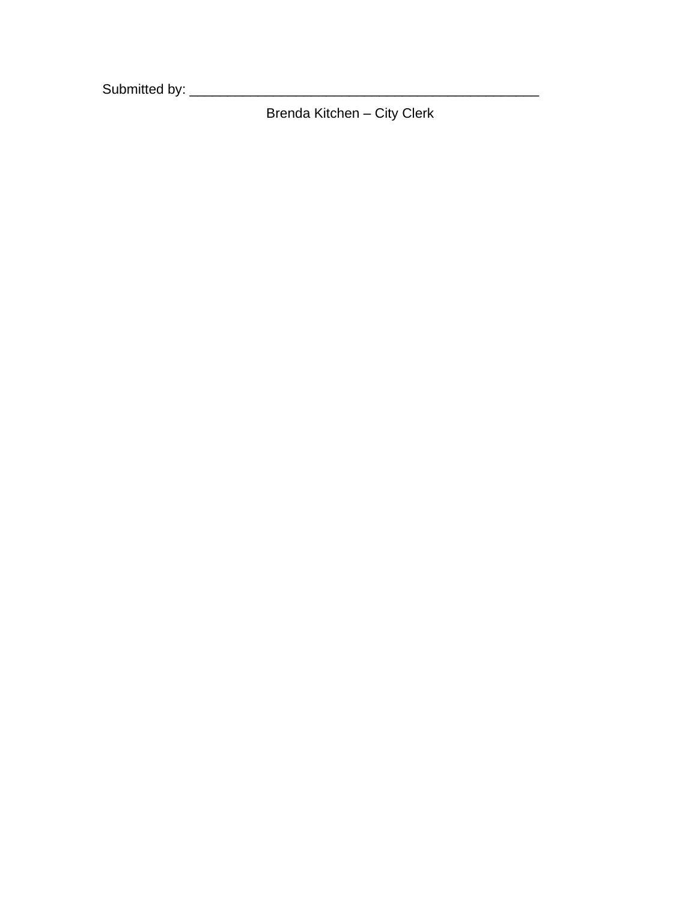Submitted by: _________________________________________________

Brenda Kitchen – City Clerk